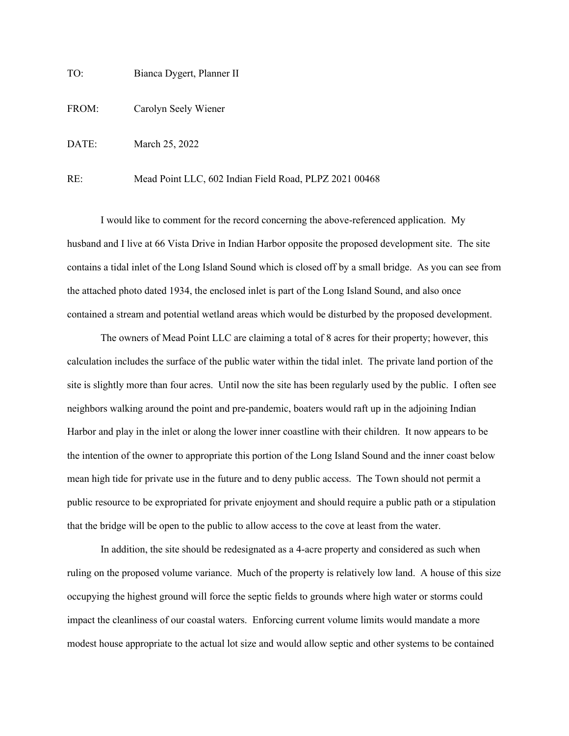TO: Bianca Dygert, Planner II

FROM: Carolyn Seely Wiener

DATE: March 25, 2022

RE: Mead Point LLC, 602 Indian Field Road, PLPZ 2021 00468

I would like to comment for the record concerning the above-referenced application. My husband and I live at 66 Vista Drive in Indian Harbor opposite the proposed development site. The site contains a tidal inlet of the Long Island Sound which is closed off by a small bridge. As you can see from the attached photo dated 1934, the enclosed inlet is part of the Long Island Sound, and also once contained a stream and potential wetland areas which would be disturbed by the proposed development.

The owners of Mead Point LLC are claiming a total of 8 acres for their property; however, this calculation includes the surface of the public water within the tidal inlet. The private land portion of the site is slightly more than four acres. Until now the site has been regularly used by the public. I often see neighbors walking around the point and pre-pandemic, boaters would raft up in the adjoining Indian Harbor and play in the inlet or along the lower inner coastline with their children. It now appears to be the intention of the owner to appropriate this portion of the Long Island Sound and the inner coast below mean high tide for private use in the future and to deny public access. The Town should not permit a public resource to be expropriated for private enjoyment and should require a public path or a stipulation that the bridge will be open to the public to allow access to the cove at least from the water.

In addition, the site should be redesignated as a 4-acre property and considered as such when ruling on the proposed volume variance. Much of the property is relatively low land. A house of this size occupying the highest ground will force the septic fields to grounds where high water or storms could impact the cleanliness of our coastal waters. Enforcing current volume limits would mandate a more modest house appropriate to the actual lot size and would allow septic and other systems to be contained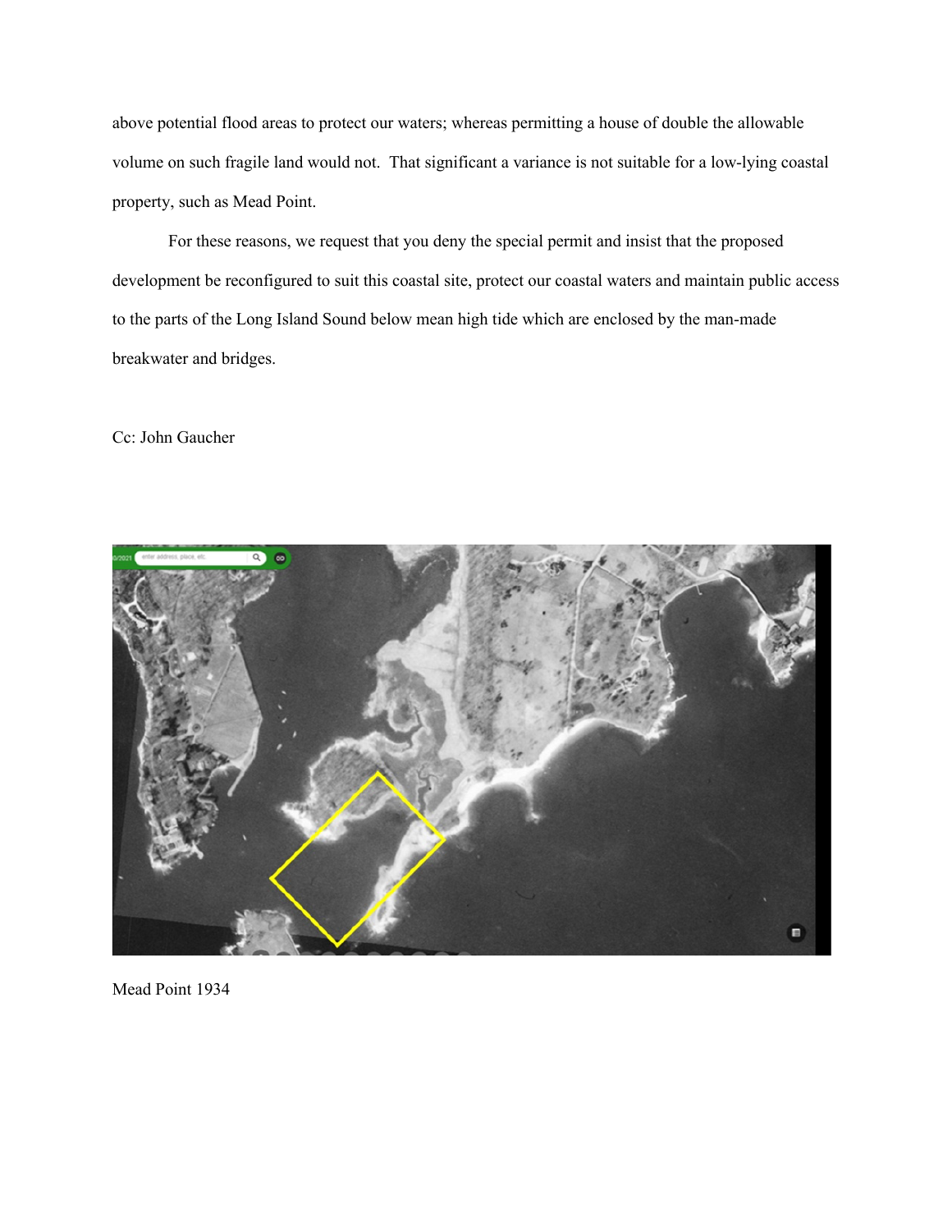above potential flood areas to protect our waters; whereas permitting a house of double the allowable volume on such fragile land would not. That significant a variance is not suitable for a low-lying coastal property, such as Mead Point.

For these reasons, we request that you deny the special permit and insist that the proposed development be reconfigured to suit this coastal site, protect our coastal waters and maintain public access to the parts of the Long Island Sound below mean high tide which are enclosed by the man-made breakwater and bridges.

Cc: John Gaucher

Mead Point 1934